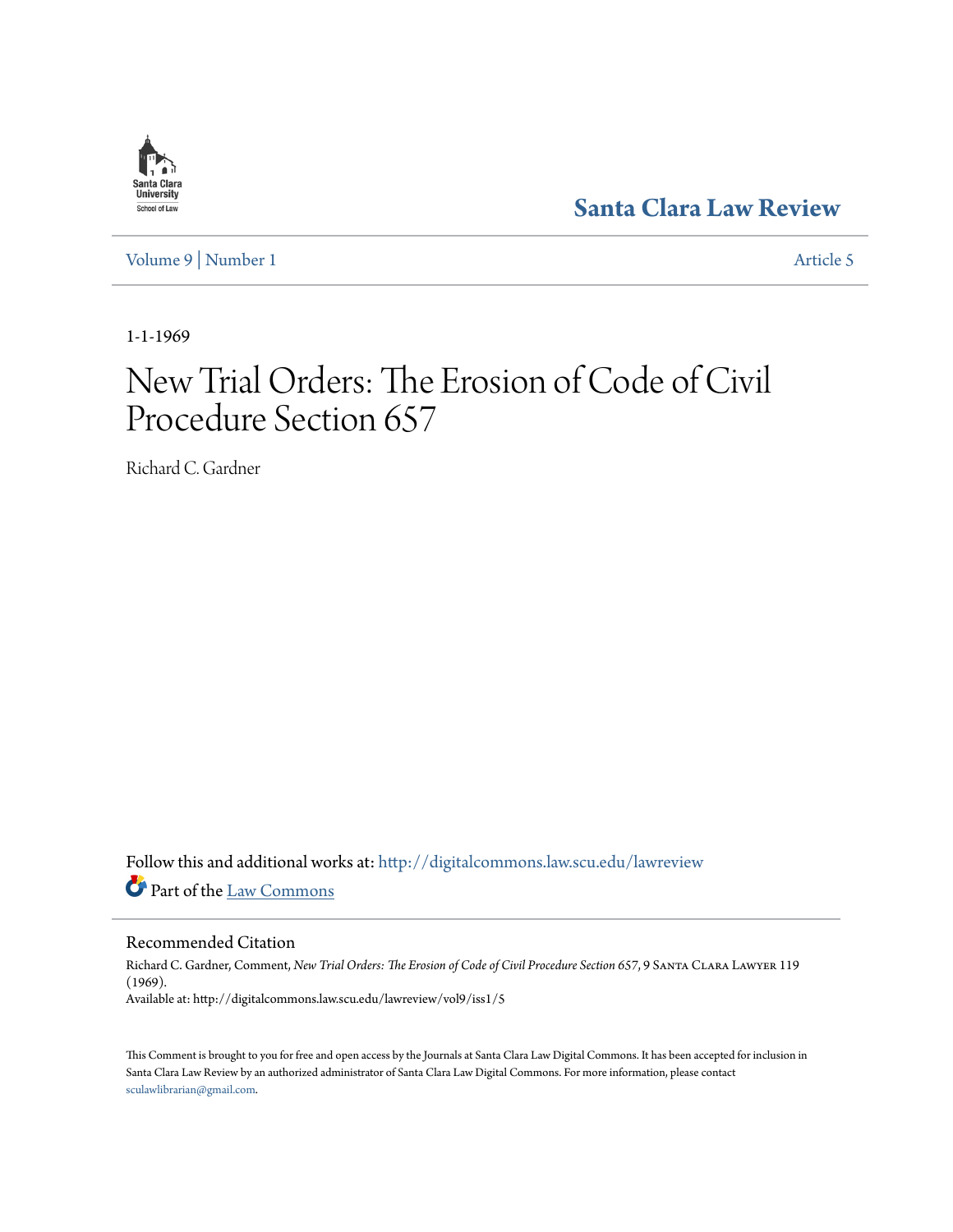Santa Clara Law Review

Volume 9 | Number 1 Article 5

1-1-1969

# New Trial Orders: The Erosion of Code of Civil Procedure Section 657

Richard C. Gardner

Follow this and additional works at: http://digitalcommons.law.scu.edu/lawreview

Part of the Law Commons

## Recommended Citation

Richard C. Gardner, Comment, *New Trial Orders: The Erosion of Code of Civil Procedure Section 657*, 9 Santa Clara Lawyer 119 (1969).
Available at: http://digitalcommons.law.scu.edu/lawreview/vol9/iss1/5

This Comment is brought to you for free and open access by the Journals at Santa Clara Law Digital Commons. It has been accepted for inclusion in Santa Clara Law Review by an authorized administrator of Santa Clara Law Digital Commons. For more information, please contact sculawlibrarian@gmail.com.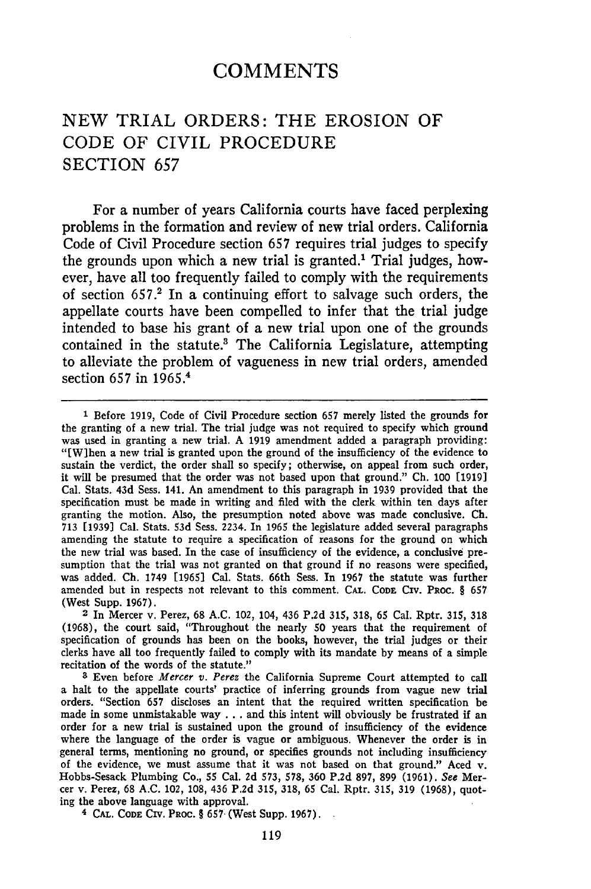# COMMENTS

## NEW TRIAL ORDERS: THE EROSION OF CODE OF CIVIL PROCEDURE SECTION 657

For a number of years California courts have faced perplexing problems in the formation and review of new trial orders. California Code of Civil Procedure section 657 requires trial judges to specify the grounds upon which a new trial is granted.[1] Trial judges, however, have all too frequently failed to comply with the requirements of section 657.[2] In a continuing effort to salvage such orders, the appellate courts have been compelled to infer that the trial judge intended to base his grant of a new trial upon one of the grounds contained in the statute.[3] The California Legislature, attempting to alleviate the problem of vagueness in new trial orders, amended section 657 in 1965.[4]

---

[1] Before 1919, Code of Civil Procedure section 657 merely listed the grounds for the granting of a new trial. The trial judge was not required to specify which ground was used in granting a new trial. A 1919 amendment added a paragraph providing: "[W]hen a new trial is granted upon the ground of the insufficiency of the evidence to sustain the verdict, the order shall so specify; otherwise, on appeal from such order, it will be presumed that the order was not based upon that ground." Ch. 100 [1919] Cal. Stats. 43d Sess. 141. An amendment to this paragraph in 1939 provided that the specification must be made in writing and filed with the clerk within ten days after granting the motion. Also, the presumption noted above was made conclusive. Ch. 713 [1939] Cal. Stats. 53d Sess. 2234. In 1965 the legislature added several paragraphs amending the statute to require a specification of reasons for the ground on which the new trial was based. In the case of insufficiency of the evidence, a conclusive presumption that the trial was not granted on that ground if no reasons were specified, was added. Ch. 1749 [1965] Cal. Stats. 66th Sess. In 1967 the statute was further amended but in respects not relevant to this comment. CAL. CODE CIV. PROC. § 657 (West Supp. 1967).

[2] In Mercer v. Perez, 68 A.C. 102, 104, 436 P.2d 315, 318, 65 Cal. Rptr. 315, 318 (1968), the court said, "Throughout the nearly 50 years that the requirement of specification of grounds has been on the books, however, the trial judges or their clerks have all too frequently failed to comply with its mandate by means of a simple recitation of the words of the statute."

[3] Even before *Mercer v. Perez* the California Supreme Court attempted to call a halt to the appellate courts' practice of inferring grounds from vague new trial orders. "Section 657 discloses an intent that the required written specification be made in some unmistakable way . . . and this intent will obviously be frustrated if an order for a new trial is sustained upon the ground of insufficiency of the evidence where the language of the order is vague or ambiguous. Whenever the order is in general terms, mentioning no ground, or specifies grounds not including insufficiency of the evidence, we must assume that it was not based on that ground." Aced v. Hobbs-Sesack Plumbing Co., 55 Cal. 2d 573, 578, 360 P.2d 897, 899 (1961). *See* Mercer v. Perez, 68 A.C. 102, 108, 436 P.2d 315, 318, 65 Cal. Rptr. 315, 319 (1968), quoting the above language with approval.

[4] CAL. CODE CIV. PROC. § 657 (West Supp. 1967).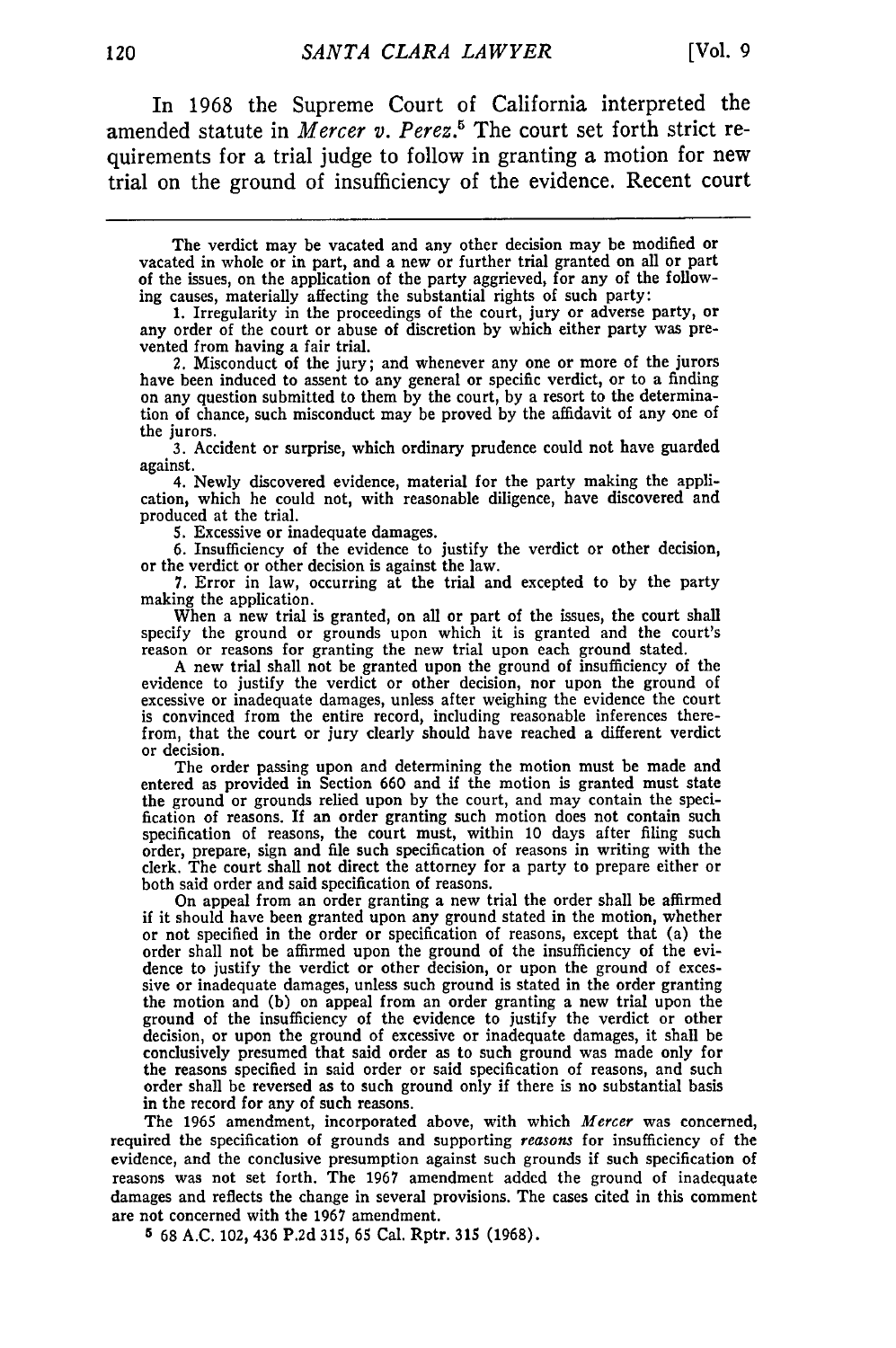In 1968 the Supreme Court of California interpreted the amended statute in *Mercer v. Perez*.[5] The court set forth strict requirements for a trial judge to follow in granting a motion for new trial on the ground of insufficiency of the evidence. Recent court

---

The verdict may be vacated and any other decision may be modified or vacated in whole or in part, and a new or further trial granted on all or part of the issues, on the application of the party aggrieved, for any of the following causes, materially affecting the substantial rights of such party:

1. Irregularity in the proceedings of the court, jury or adverse party, or any order of the court or abuse of discretion by which either party was prevented from having a fair trial.

2. Misconduct of the jury; and whenever any one or more of the jurors have been induced to assent to any general or specific verdict, or to a finding on any question submitted to them by the court, by a resort to the determination of chance, such misconduct may be proved by the affidavit of any one of the jurors.

3. Accident or surprise, which ordinary prudence could not have guarded against.

4. Newly discovered evidence, material for the party making the application, which he could not, with reasonable diligence, have discovered and produced at the trial.

5. Excessive or inadequate damages.

6. Insufficiency of the evidence to justify the verdict or other decision, or the verdict or other decision is against the law.

7. Error in law, occurring at the trial and excepted to by the party making the application.

When a new trial is granted, on all or part of the issues, the court shall specify the ground or grounds upon which it is granted and the court's reason or reasons for granting the new trial upon each ground stated.

A new trial shall not be granted upon the ground of insufficiency of the evidence to justify the verdict or other decision, nor upon the ground of excessive or inadequate damages, unless after weighing the evidence the court is convinced from the entire record, including reasonable inferences therefrom, that the court or jury clearly should have reached a different verdict or decision.

The order passing upon and determining the motion must be made and entered as provided in Section 660 and if the motion is granted must state the ground or grounds relied upon by the court, and may contain the specification of reasons. If an order granting such motion does not contain such specification of reasons, the court must, within 10 days after filing such order, prepare, sign and file such specification of reasons in writing with the clerk. The court shall not direct the attorney for a party to prepare either or both said order and said specification of reasons.

On appeal from an order granting a new trial the order shall be affirmed if it should have been granted upon any ground stated in the motion, whether or not specified in the order or specification of reasons, except that (a) the order shall not be affirmed upon the ground of the insufficiency of the evidence to justify the verdict or other decision, or upon the ground of excessive or inadequate damages, unless such ground is stated in the order granting the motion and (b) on appeal from an order granting a new trial upon the ground of the insufficiency of the evidence to justify the verdict or other decision, or upon the ground of excessive or inadequate damages, it shall be conclusively presumed that said order as to such ground was made only for the reasons specified in said order or said specification of reasons, and such order shall be reversed as to such ground only if there is no substantial basis in the record for any of such reasons.

The 1965 amendment, incorporated above, with which *Mercer* was concerned, required the specification of grounds and supporting *reasons* for insufficiency of the evidence, and the conclusive presumption against such grounds if such specification of reasons was not set forth. The 1967 amendment added the ground of inadequate damages and reflects the change in several provisions. The cases cited in this comment are not concerned with the 1967 amendment.

[5] 68 A.C. 102, 436 P.2d 315, 65 Cal. Rptr. 315 (1968).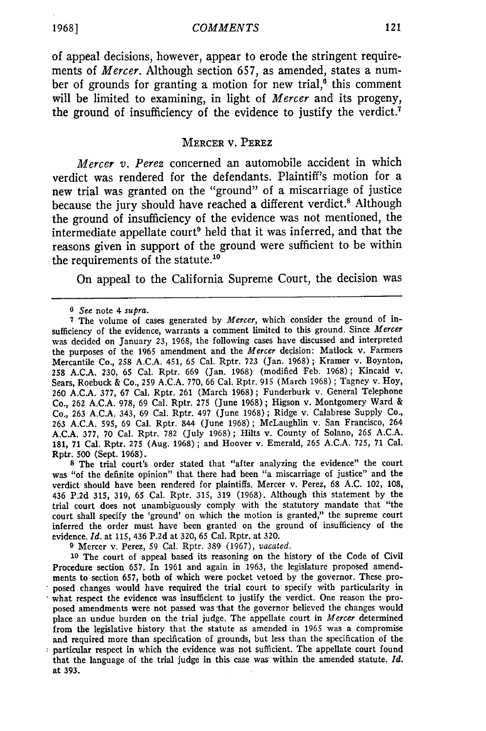of appeal decisions, however, appear to erode the stringent requirements of *Mercer*. Although section 657, as amended, states a number of grounds for granting a motion for new trial,[6] this comment will be limited to examining, in light of *Mercer* and its progeny, the ground of insufficiency of the evidence to justify the verdict.[7]

## MERCER V. PEREZ

*Mercer v. Perez* concerned an automobile accident in which verdict was rendered for the defendants. Plaintiff's motion for a new trial was granted on the "ground" of a miscarriage of justice because the jury should have reached a different verdict.[8] Although the ground of insufficiency of the evidence was not mentioned, the intermediate appellate court[9] held that it was inferred, and that the reasons given in support of the ground were sufficient to be within the requirements of the statute.[10]

On appeal to the California Supreme Court, the decision was

---

[6] *See* note 4 *supra*.

[7] The volume of cases generated by *Mercer*, which consider the ground of insufficiency of the evidence, warrants a comment limited to this ground. Since *Mercer* was decided on January 23, 1968, the following cases have discussed and interpreted the purposes of the 1965 amendment and the *Mercer* decision: Matlock v. Farmers Mercantile Co., 258 A.C.A. 451, 65 Cal. Rptr. 723 (Jan. 1968); Kramer v. Boynton, 258 A.C.A. 230, 65 Cal. Rptr. 669 (Jan. 1968) (modified Feb. 1968); Kincaid v. Sears, Roebuck & Co., 259 A.C.A. 770, 66 Cal. Rptr. 915 (March 1968); Tagney v. Hoy, 260 A.C.A. 377, 67 Cal. Rptr. 261 (March 1968); Funderburk v. General Telephone Co., 262 A.C.A. 978, 69 Cal. Rptr. 275 (June 1968); Higson v. Montgomery Ward & Co., 263 A.C.A. 343, 69 Cal. Rptr. 497 (June 1968); Ridge v. Calabrese Supply Co., 263 A.C.A. 595, 69 Cal. Rptr. 844 (June 1968); McLaughlin v. San Francisco, 264 A.C.A. 377, 70 Cal. Rptr. 782 (July 1968); Hilts v. County of Solano, 265 A.C.A. 181, 71 Cal. Rptr. 275 (Aug. 1968); and Hoover v. Emerald, 265 A.C.A. 725, 71 Cal. Rptr. 500 (Sept. 1968).

[8] The trial court's order stated that "after analyzing the evidence" the court was "of the definite opinion" that there had been "a miscarriage of justice" and the verdict should have been rendered for plaintiffs. Mercer v. Perez, 68 A.C. 102, 108, 436 P.2d 315, 319, 65 Cal. Rptr. 315, 319 (1968). Although this statement by the trial court does not unambiguously comply with the statutory mandate that "the court shall specify the 'ground' on which the motion is granted," the supreme court inferred the order must have been granted on the ground of insufficiency of the evidence. *Id.* at 115, 436 P.2d at 320, 65 Cal. Rptr. at 320.

[9] Mercer v. Perez, 59 Cal. Rptr. 389 (1967), *vacated*.

[10] The court of appeal based its reasoning on the history of the Code of Civil Procedure section 657. In 1961 and again in 1963, the legislature proposed amendments to section 657, both of which were pocket vetoed by the governor. These proposed changes would have required the trial court to specify with particularity in what respect the evidence was insufficient to justify the verdict. One reason the proposed amendments were not passed was that the governor believed the changes would place an undue burden on the trial judge. The appellate court in *Mercer* determined from the legislative history that the statute as amended in 1965 was a compromise and required more than specification of grounds, but less than the specification of the particular respect in which the evidence was not sufficient. The appellate court found that the language of the trial judge in this case was within the amended statute. *Id.* at 393.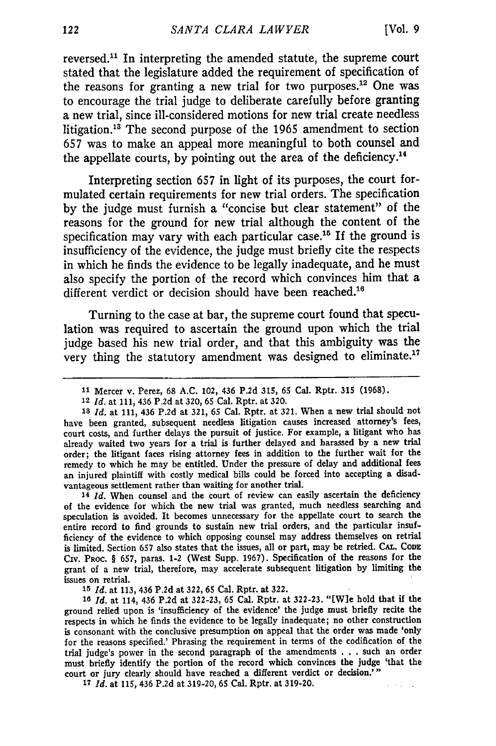reversed.[11] In interpreting the amended statute, the supreme court stated that the legislature added the requirement of specification of the reasons for granting a new trial for two purposes.[12] One was to encourage the trial judge to deliberate carefully before granting a new trial, since ill-considered motions for new trial create needless litigation.[13] The second purpose of the 1965 amendment to section 657 was to make an appeal more meaningful to both counsel and the appellate courts, by pointing out the area of the deficiency.[14]

Interpreting section 657 in light of its purposes, the court formulated certain requirements for new trial orders. The specification by the judge must furnish a "concise but clear statement" of the reasons for the ground for new trial although the content of the specification may vary with each particular case.[15] If the ground is insufficiency of the evidence, the judge must briefly cite the respects in which he finds the evidence to be legally inadequate, and he must also specify the portion of the record which convinces him that a different verdict or decision should have been reached.[16]

Turning to the case at bar, the supreme court found that speculation was required to ascertain the ground upon which the trial judge based his new trial order, and that this ambiguity was the very thing the statutory amendment was designed to eliminate.[17]

---

[11] Mercer v. Perez, 68 A.C. 102, 436 P.2d 315, 65 Cal. Rptr. 315 (1968).

[12] *Id.* at 111, 436 P.2d at 320, 65 Cal. Rptr. at 320.

[13] *Id.* at 111, 436 P.2d at 321, 65 Cal. Rptr. at 321. When a new trial should not have been granted, subsequent needless litigation causes increased attorney's fees, court costs, and further delays the pursuit of justice. For example, a litigant who has already waited two years for a trial is further delayed and harassed by a new trial order; the litigant faces rising attorney fees in addition to the further wait for the remedy to which he may be entitled. Under the pressure of delay and additional fees an injured plaintiff with costly medical bills could be forced into accepting a disadvantageous settlement rather than waiting for another trial.

[14] *Id.* When counsel and the court of review can easily ascertain the deficiency of the evidence for which the new trial was granted, much needless searching and speculation is avoided. It becomes unnecessary for the appellate court to search the entire record to find grounds to sustain new trial orders, and the particular insufficiency of the evidence to which opposing counsel may address themselves on retrial is limited. Section 657 also states that the issues, all or part, may be retried. CAL. CODE CIV. PROC. § 657, paras. 1-2 (West Supp. 1967). Specification of the reasons for the grant of a new trial, therefore, may accelerate subsequent litigation by limiting the issues on retrial.

[15] *Id.* at 113, 436 P.2d at 322, 65 Cal. Rptr. at 322.

[16] *Id.* at 114, 436 P.2d at 322-23, 65 Cal. Rptr. at 322-23. "[W]e hold that if the ground relied upon is 'insufficiency of the evidence' the judge must briefly recite the respects in which he finds the evidence to be legally inadequate; no other construction is consonant with the conclusive presumption on appeal that the order was made 'only for the reasons specified.' Phrasing the requirement in terms of the codification of the trial judge's power in the second paragraph of the amendments . . . such an order must briefly identify the portion of the record which convinces the judge 'that the court or jury clearly should have reached a different verdict or decision.'"

[17] *Id.* at 115, 436 P.2d at 319-20, 65 Cal. Rptr. at 319-20.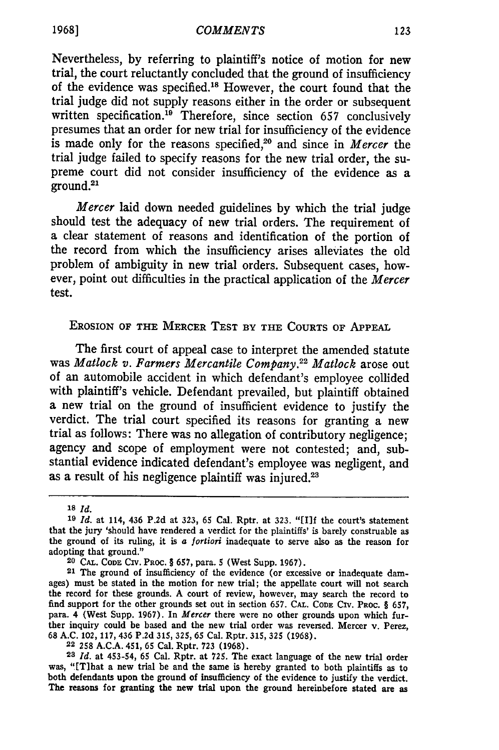Nevertheless, by referring to plaintiff's notice of motion for new trial, the court reluctantly concluded that the ground of insufficiency of the evidence was specified.[18] However, the court found that the trial judge did not supply reasons either in the order or subsequent written specification.[19] Therefore, since section 657 conclusively presumes that an order for new trial for insufficiency of the evidence is made only for the reasons specified,[20] and since in *Mercer* the trial judge failed to specify reasons for the new trial order, the supreme court did not consider insufficiency of the evidence as a ground.[21]

*Mercer* laid down needed guidelines by which the trial judge should test the adequacy of new trial orders. The requirement of a clear statement of reasons and identification of the portion of the record from which the insufficiency arises alleviates the old problem of ambiguity in new trial orders. Subsequent cases, however, point out difficulties in the practical application of the *Mercer* test.

## EROSION OF THE MERCER TEST BY THE COURTS OF APPEAL

The first court of appeal case to interpret the amended statute was *Matlock v. Farmers Mercantile Company*.[22] *Matlock* arose out of an automobile accident in which defendant's employee collided with plaintiff's vehicle. Defendant prevailed, but plaintiff obtained a new trial on the ground of insufficient evidence to justify the verdict. The trial court specified its reasons for granting a new trial as follows: There was no allegation of contributory negligence; agency and scope of employment were not contested; and, substantial evidence indicated defendant's employee was negligent, and as a result of his negligence plaintiff was injured.[23]

---

[18] *Id.*

[19] *Id.* at 114, 436 P.2d at 323, 65 Cal. Rptr. at 323. "[I]f the court's statement that the jury 'should have rendered a verdict for the plaintiffs' is barely construable as the ground of its ruling, it is *a fortiori* inadequate to serve also as the reason for adopting that ground."

[20] CAL. CODE CIV. PROC. § 657, para. 5 (West Supp. 1967).

[21] The ground of insufficiency of the evidence (or excessive or inadequate damages) must be stated in the motion for new trial; the appellate court will not search the record for these grounds. A court of review, however, may search the record to find support for the other grounds set out in section 657. CAL. CODE CIV. PROC. § 657, para. 4 (West Supp. 1967). In *Mercer* there were no other grounds upon which further inquiry could be based and the new trial order was reversed. Mercer v. Perez, 68 A.C. 102, 117, 436 P.2d 315, 325, 65 Cal. Rptr. 315, 325 (1968).

[22] 258 A.C.A. 451, 65 Cal. Rptr. 723 (1968).

[23] *Id.* at 453-54, 65 Cal. Rptr. at 725. The exact language of the new trial order was, "[T]hat a new trial be and the same is hereby granted to both plaintiffs as to both defendants upon the ground of insufficiency of the evidence to justify the verdict. The reasons for granting the new trial upon the ground hereinbefore stated are as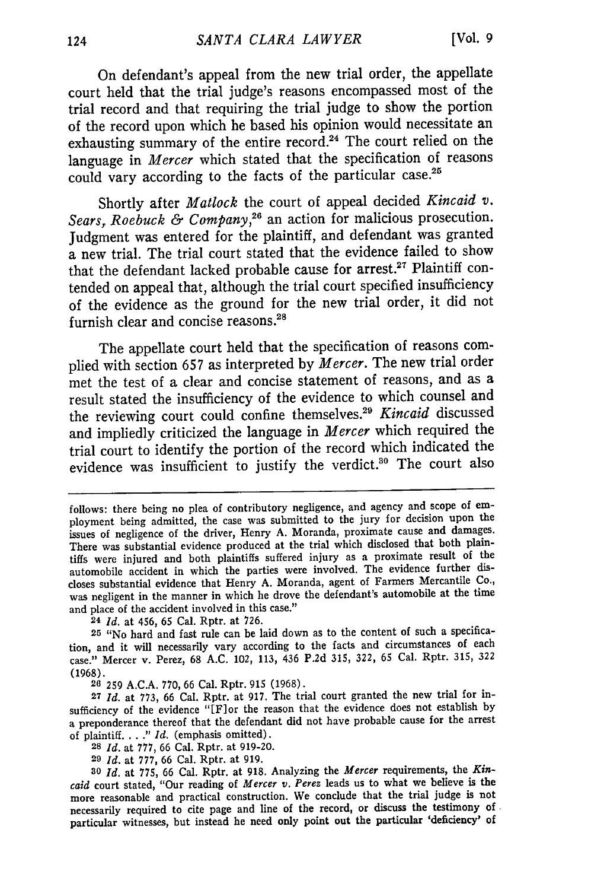On defendant's appeal from the new trial order, the appellate court held that the trial judge's reasons encompassed most of the trial record and that requiring the trial judge to show the portion of the record upon which he based his opinion would necessitate an exhausting summary of the entire record.[24] The court relied on the language in *Mercer* which stated that the specification of reasons could vary according to the facts of the particular case.[25]

Shortly after *Matlock* the court of appeal decided *Kincaid v. Sears, Roebuck & Company*,[26] an action for malicious prosecution. Judgment was entered for the plaintiff, and defendant was granted a new trial. The trial court stated that the evidence failed to show that the defendant lacked probable cause for arrest.[27] Plaintiff contended on appeal that, although the trial court specified insufficiency of the evidence as the ground for the new trial order, it did not furnish clear and concise reasons.[28]

The appellate court held that the specification of reasons complied with section 657 as interpreted by *Mercer*. The new trial order met the test of a clear and concise statement of reasons, and as a result stated the insufficiency of the evidence to which counsel and the reviewing court could confine themselves.[29] *Kincaid* discussed and impliedly criticized the language in *Mercer* which required the trial court to identify the portion of the record which indicated the evidence was insufficient to justify the verdict.[30] The court also

---

follows: there being no plea of contributory negligence, and agency and scope of employment being admitted, the case was submitted to the jury for decision upon the issues of negligence of the driver, Henry A. Moranda, proximate cause and damages. There was substantial evidence produced at the trial which disclosed that both plaintiffs were injured and both plaintiffs suffered injury as a proximate result of the automobile accident in which the parties were involved. The evidence further discloses substantial evidence that Henry A. Moranda, agent of Farmers Mercantile Co., was negligent in the manner in which he drove the defendant's automobile at the time and place of the accident involved in this case."

24 *Id.* at 456, 65 Cal. Rptr. at 726.

25 "No hard and fast rule can be laid down as to the content of such a specification, and it will necessarily vary according to the facts and circumstances of each case." Mercer v. Perez, 68 A.C. 102, 113, 436 P.2d 315, 322, 65 Cal. Rptr. 315, 322 (1968).

26 259 A.C.A. 770, 66 Cal. Rptr. 915 (1968).

27 *Id.* at 773, 66 Cal. Rptr. at 917. The trial court granted the new trial for insufficiency of the evidence "[F]or the reason that the evidence does not establish by a preponderance thereof that the defendant did not have probable cause for the arrest of plaintiff. . . ." *Id.* (emphasis omitted).

28 *Id.* at 777, 66 Cal. Rptr. at 919-20.

29 *Id.* at 777, 66 Cal. Rptr. at 919.

30 *Id.* at 775, 66 Cal. Rptr. at 918. Analyzing the *Mercer* requirements, the *Kincaid* court stated, "Our reading of *Mercer v. Perez* leads us to what we believe is the more reasonable and practical construction. We conclude that the trial judge is not necessarily required to cite page and line of the record, or discuss the testimony of particular witnesses, but instead he need only point out the particular 'deficiency' of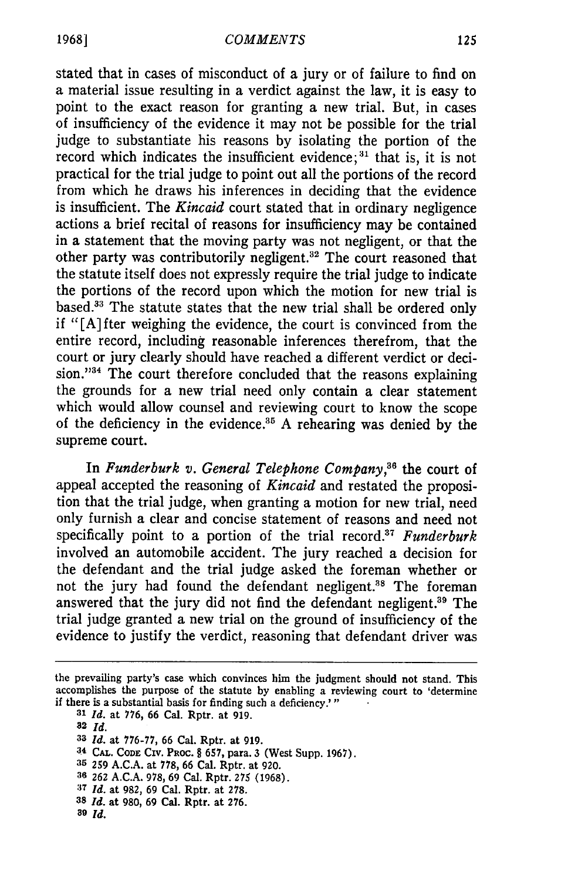stated that in cases of misconduct of a jury or of failure to find on a material issue resulting in a verdict against the law, it is easy to point to the exact reason for granting a new trial. But, in cases of insufficiency of the evidence it may not be possible for the trial judge to substantiate his reasons by isolating the portion of the record which indicates the insufficient evidence;[31] that is, it is not practical for the trial judge to point out all the portions of the record from which he draws his inferences in deciding that the evidence is insufficient. The *Kincaid* court stated that in ordinary negligence actions a brief recital of reasons for insufficiency may be contained in a statement that the moving party was not negligent, or that the other party was contributorily negligent.[32] The court reasoned that the statute itself does not expressly require the trial judge to indicate the portions of the record upon which the motion for new trial is based.[33] The statute states that the new trial shall be ordered only if "[A]fter weighing the evidence, the court is convinced from the entire record, including reasonable inferences therefrom, that the court or jury clearly should have reached a different verdict or decision."[34] The court therefore concluded that the reasons explaining the grounds for a new trial need only contain a clear statement which would allow counsel and reviewing court to know the scope of the deficiency in the evidence.[35] A rehearing was denied by the supreme court.

In *Funderburk v. General Telephone Company*,[36] the court of appeal accepted the reasoning of *Kincaid* and restated the proposition that the trial judge, when granting a motion for new trial, need only furnish a clear and concise statement of reasons and need not specifically point to a portion of the trial record.[37] *Funderburk* involved an automobile accident. The jury reached a decision for the defendant and the trial judge asked the foreman whether or not the jury had found the defendant negligent.[38] The foreman answered that the jury did not find the defendant negligent.[39] The trial judge granted a new trial on the ground of insufficiency of the evidence to justify the verdict, reasoning that defendant driver was

---

the prevailing party's case which convinces him the judgment should not stand. This accomplishes the purpose of the statute by enabling a reviewing court to 'determine if there is a substantial basis for finding such a deficiency.'"

[31] *Id.* at 776, 66 Cal. Rptr. at 919.

[32] *Id.*

[33] *Id.* at 776-77, 66 Cal. Rptr. at 919.

[34] CAL. CODE CIV. PROC. § 657, para. 3 (West Supp. 1967).

[35] 259 A.C.A. at 778, 66 Cal. Rptr. at 920.

[36] 262 A.C.A. 978, 69 Cal. Rptr. 275 (1968).

[37] *Id.* at 982, 69 Cal. Rptr. at 278.

[38] *Id.* at 980, 69 Cal. Rptr. at 276.

[39] *Id.*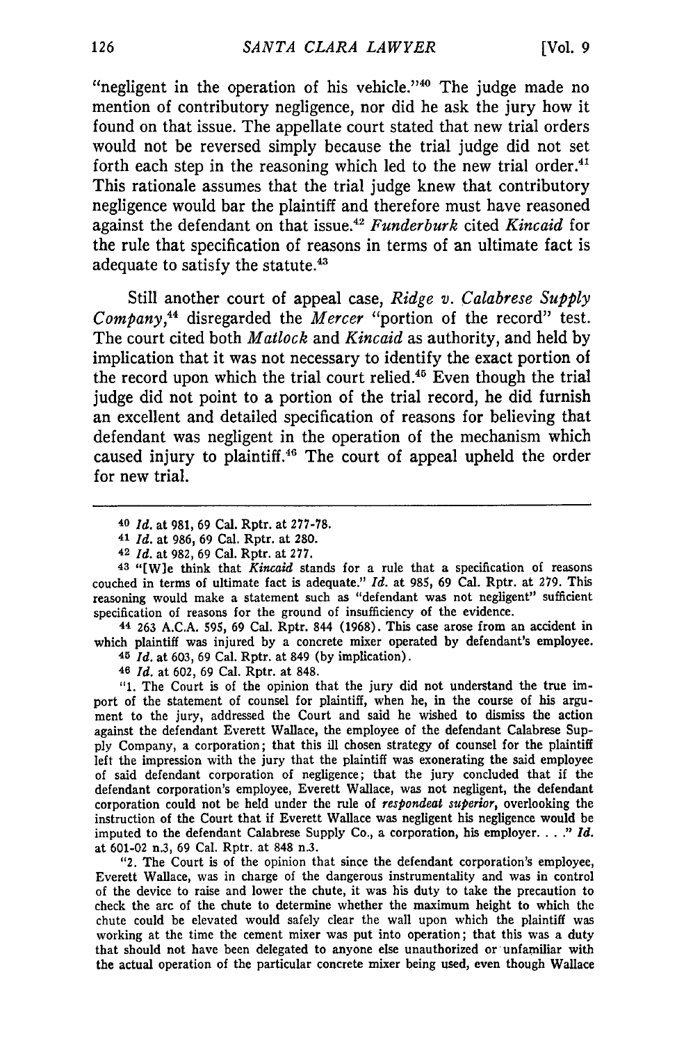"negligent in the operation of his vehicle."[40] The judge made no mention of contributory negligence, nor did he ask the jury how it found on that issue. The appellate court stated that new trial orders would not be reversed simply because the trial judge did not set forth each step in the reasoning which led to the new trial order.[41] This rationale assumes that the trial judge knew that contributory negligence would bar the plaintiff and therefore must have reasoned against the defendant on that issue.[42] *Funderburk* cited *Kincaid* for the rule that specification of reasons in terms of an ultimate fact is adequate to satisfy the statute.[43]

Still another court of appeal case, *Ridge v. Calabrese Supply Company*,[44] disregarded the *Mercer* "portion of the record" test. The court cited both *Matlock* and *Kincaid* as authority, and held by implication that it was not necessary to identify the exact portion of the record upon which the trial court relied.[45] Even though the trial judge did not point to a portion of the trial record, he did furnish an excellent and detailed specification of reasons for believing that defendant was negligent in the operation of the mechanism which caused injury to plaintiff.[46] The court of appeal upheld the order for new trial.

---

[40] *Id.* at 981, 69 Cal. Rptr. at 277-78.

[41] *Id.* at 986, 69 Cal. Rptr. at 280.

[42] *Id.* at 982, 69 Cal. Rptr. at 277.

[43] "[W]e think that *Kincaid* stands for a rule that a specification of reasons couched in terms of ultimate fact is adequate." *Id.* at 985, 69 Cal. Rptr. at 279. This reasoning would make a statement such as "defendant was not negligent" sufficient specification of reasons for the ground of insufficiency of the evidence.

[44] 263 A.C.A. 595, 69 Cal. Rptr. 844 (1968). This case arose from an accident in which plaintiff was injured by a concrete mixer operated by defendant's employee.

[45] *Id.* at 603, 69 Cal. Rptr. at 849 (by implication).

[46] *Id.* at 602, 69 Cal. Rptr. at 848.

"1. The Court is of the opinion that the jury did not understand the true import of the statement of counsel for plaintiff, when he, in the course of his argument to the jury, addressed the Court and said he wished to dismiss the action against the defendant Everett Wallace, the employee of the defendant Calabrese Supply Company, a corporation; that this ill chosen strategy of counsel for the plaintiff left the impression with the jury that the plaintiff was exonerating the said employee of said defendant corporation of negligence; that the jury concluded that if the defendant corporation's employee, Everett Wallace, was not negligent, the defendant corporation could not be held under the rule of *respondeat superior*, overlooking the instruction of the Court that if Everett Wallace was negligent his negligence would be imputed to the defendant Calabrese Supply Co., a corporation, his employer. . . ." *Id.* at 601-02 n.3, 69 Cal. Rptr. at 848 n.3.

"2. The Court is of the opinion that since the defendant corporation's employee, Everett Wallace, was in charge of the dangerous instrumentality and was in control of the device to raise and lower the chute, it was his duty to take the precaution to check the arc of the chute to determine whether the maximum height to which the chute could be elevated would safely clear the wall upon which the plaintiff was working at the time the cement mixer was put into operation; that this was a duty that should not have been delegated to anyone else unauthorized or unfamiliar with the actual operation of the particular concrete mixer being used, even though Wallace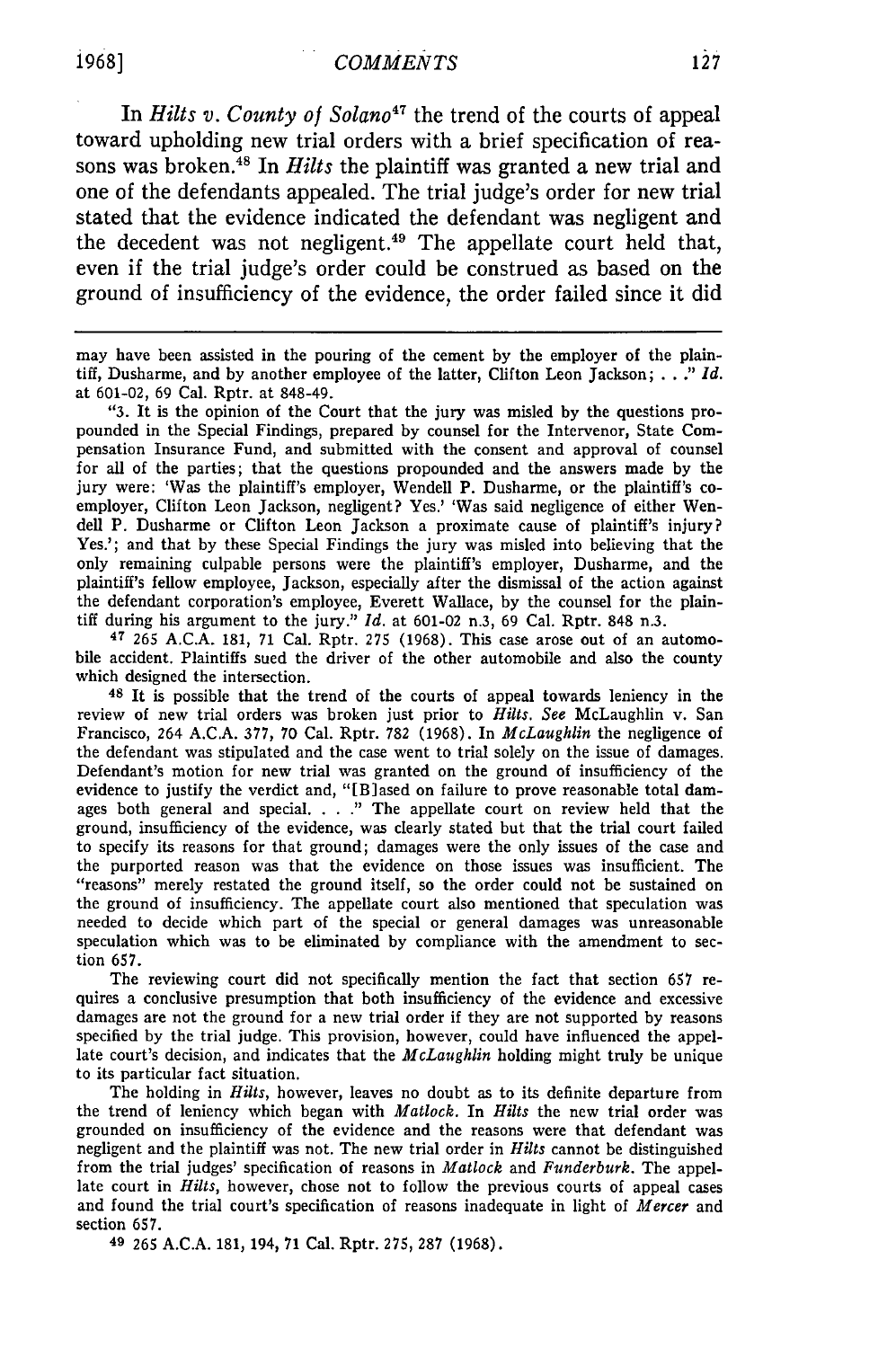In *Hilts v. County of Solano*[47] the trend of the courts of appeal toward upholding new trial orders with a brief specification of reasons was broken.[48] In *Hilts* the plaintiff was granted a new trial and one of the defendants appealed. The trial judge's order for new trial stated that the evidence indicated the defendant was negligent and the decedent was not negligent.[49] The appellate court held that, even if the trial judge's order could be construed as based on the ground of insufficiency of the evidence, the order failed since it did

---

may have been assisted in the pouring of the cement by the employer of the plaintiff, Dusharme, and by another employee of the latter, Clifton Leon Jackson; . . ." *Id.* at 601-02, 69 Cal. Rptr. at 848-49.

"3. It is the opinion of the Court that the jury was misled by the questions propounded in the Special Findings, prepared by counsel for the Intervenor, State Compensation Insurance Fund, and submitted with the consent and approval of counsel for all of the parties; that the questions propounded and the answers made by the jury were: 'Was the plaintiff's employer, Wendell P. Dusharme, or the plaintiff's co-employer, Clifton Leon Jackson, negligent? Yes.' 'Was said negligence of either Wendell P. Dusharme or Clifton Leon Jackson a proximate cause of plaintiff's injury? Yes.'; and that by these Special Findings the jury was misled into believing that the only remaining culpable persons were the plaintiff's employer, Dusharme, and the plaintiff's fellow employee, Jackson, especially after the dismissal of the action against the defendant corporation's employee, Everett Wallace, by the counsel for the plaintiff during his argument to the jury." *Id.* at 601-02 n.3, 69 Cal. Rptr. 848 n.3.

[47] 265 A.C.A. 181, 71 Cal. Rptr. 275 (1968). This case arose out of an automobile accident. Plaintiffs sued the driver of the other automobile and also the county which designed the intersection.

[48] It is possible that the trend of the courts of appeal towards leniency in the review of new trial orders was broken just prior to *Hilts*. *See* McLaughlin v. San Francisco, 264 A.C.A. 377, 70 Cal. Rptr. 782 (1968). In *McLaughlin* the negligence of the defendant was stipulated and the case went to trial solely on the issue of damages. Defendant's motion for new trial was granted on the ground of insufficiency of the evidence to justify the verdict and, "[B]ased on failure to prove reasonable total damages both general and special. . . ." The appellate court on review held that the ground, insufficiency of the evidence, was clearly stated but that the trial court failed to specify its reasons for that ground; damages were the only issues of the case and the purported reason was that the evidence on those issues was insufficient. The "reasons" merely restated the ground itself, so the order could not be sustained on the ground of insufficiency. The appellate court also mentioned that speculation was needed to decide which part of the special or general damages was unreasonable speculation which was to be eliminated by compliance with the amendment to section 657.

The reviewing court did not specifically mention the fact that section 657 requires a conclusive presumption that both insufficiency of the evidence and excessive damages are not the ground for a new trial order if they are not supported by reasons specified by the trial judge. This provision, however, could have influenced the appellate court's decision, and indicates that the *McLaughlin* holding might truly be unique to its particular fact situation.

The holding in *Hilts*, however, leaves no doubt as to its definite departure from the trend of leniency which began with *Matlock*. In *Hilts* the new trial order was grounded on insufficiency of the evidence and the reasons were that defendant was negligent and the plaintiff was not. The new trial order in *Hilts* cannot be distinguished from the trial judges' specification of reasons in *Matlock* and *Funderburk*. The appellate court in *Hilts*, however, chose not to follow the previous courts of appeal cases and found the trial court's specification of reasons inadequate in light of *Mercer* and section 657.

[49] 265 A.C.A. 181, 194, 71 Cal. Rptr. 275, 287 (1968).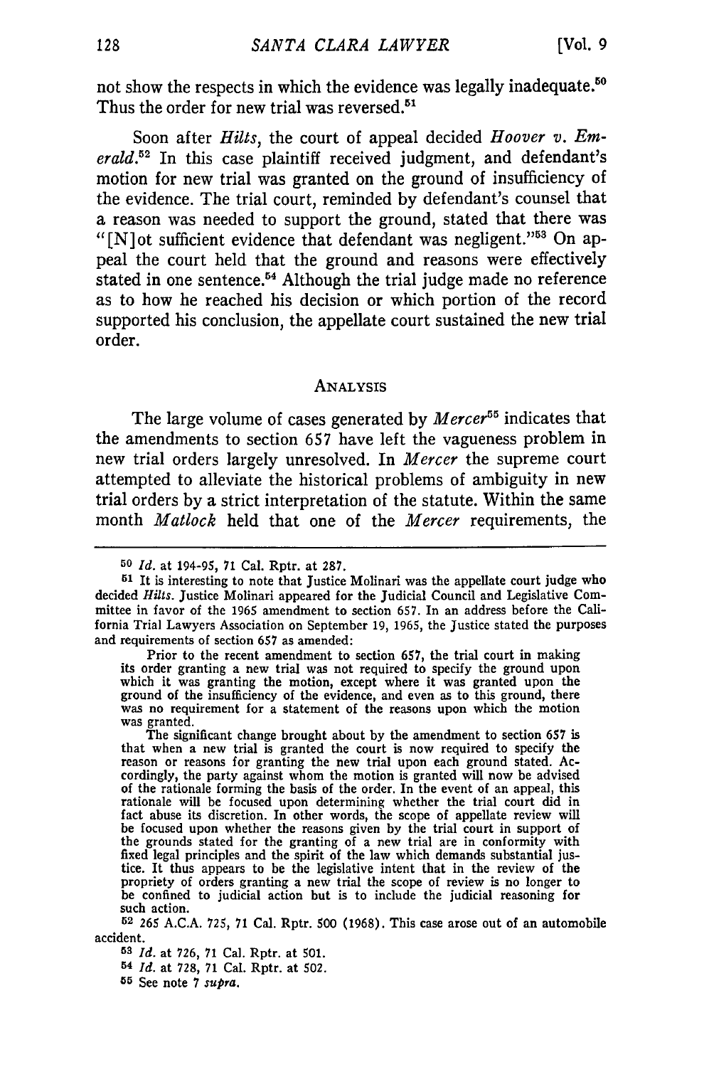not show the respects in which the evidence was legally inadequate.[50] Thus the order for new trial was reversed.[51]

Soon after *Hilts*, the court of appeal decided *Hoover v. Emerald*.[52] In this case plaintiff received judgment, and defendant's motion for new trial was granted on the ground of insufficiency of the evidence. The trial court, reminded by defendant's counsel that a reason was needed to support the ground, stated that there was "[N]ot sufficient evidence that defendant was negligent."[53] On appeal the court held that the ground and reasons were effectively stated in one sentence.[54] Although the trial judge made no reference as to how he reached his decision or which portion of the record supported his conclusion, the appellate court sustained the new trial order.

## ANALYSIS

The large volume of cases generated by *Mercer*[55] indicates that the amendments to section 657 have left the vagueness problem in new trial orders largely unresolved. In *Mercer* the supreme court attempted to alleviate the historical problems of ambiguity in new trial orders by a strict interpretation of the statute. Within the same month *Matlock* held that one of the *Mercer* requirements, the

---

[50] *Id.* at 194-95, 71 Cal. Rptr. at 287.

[51] It is interesting to note that Justice Molinari was the appellate court judge who decided *Hilts*. Justice Molinari appeared for the Judicial Council and Legislative Committee in favor of the 1965 amendment to section 657. In an address before the California Trial Lawyers Association on September 19, 1965, the Justice stated the purposes and requirements of section 657 as amended:

> Prior to the recent amendment to section 657, the trial court in making its order granting a new trial was not required to specify the ground upon which it was granting the motion, except where it was granted upon the ground of the insufficiency of the evidence, and even as to this ground, there was no requirement for a statement of the reasons upon which the motion was granted.
>
> The significant change brought about by the amendment to section 657 is that when a new trial is granted the court is now required to specify the reason or reasons for granting the new trial upon each ground stated. Accordingly, the party against whom the motion is granted will now be advised of the rationale forming the basis of the order. In the event of an appeal, this rationale will be focused upon determining whether the trial court did in fact abuse its discretion. In other words, the scope of appellate review will be focused upon whether the reasons given by the trial court in support of the grounds stated for the granting of a new trial are in conformity with fixed legal principles and the spirit of the law which demands substantial justice. It thus appears to be the legislative intent that in the review of the propriety of orders granting a new trial the scope of review is no longer to be confined to judicial action but is to include the judicial reasoning for such action.

[52] 265 A.C.A. 725, 71 Cal. Rptr. 500 (1968). This case arose out of an automobile accident.

[53] *Id.* at 726, 71 Cal. Rptr. at 501.

[54] *Id.* at 728, 71 Cal. Rptr. at 502.

[55] See note 7 *supra*.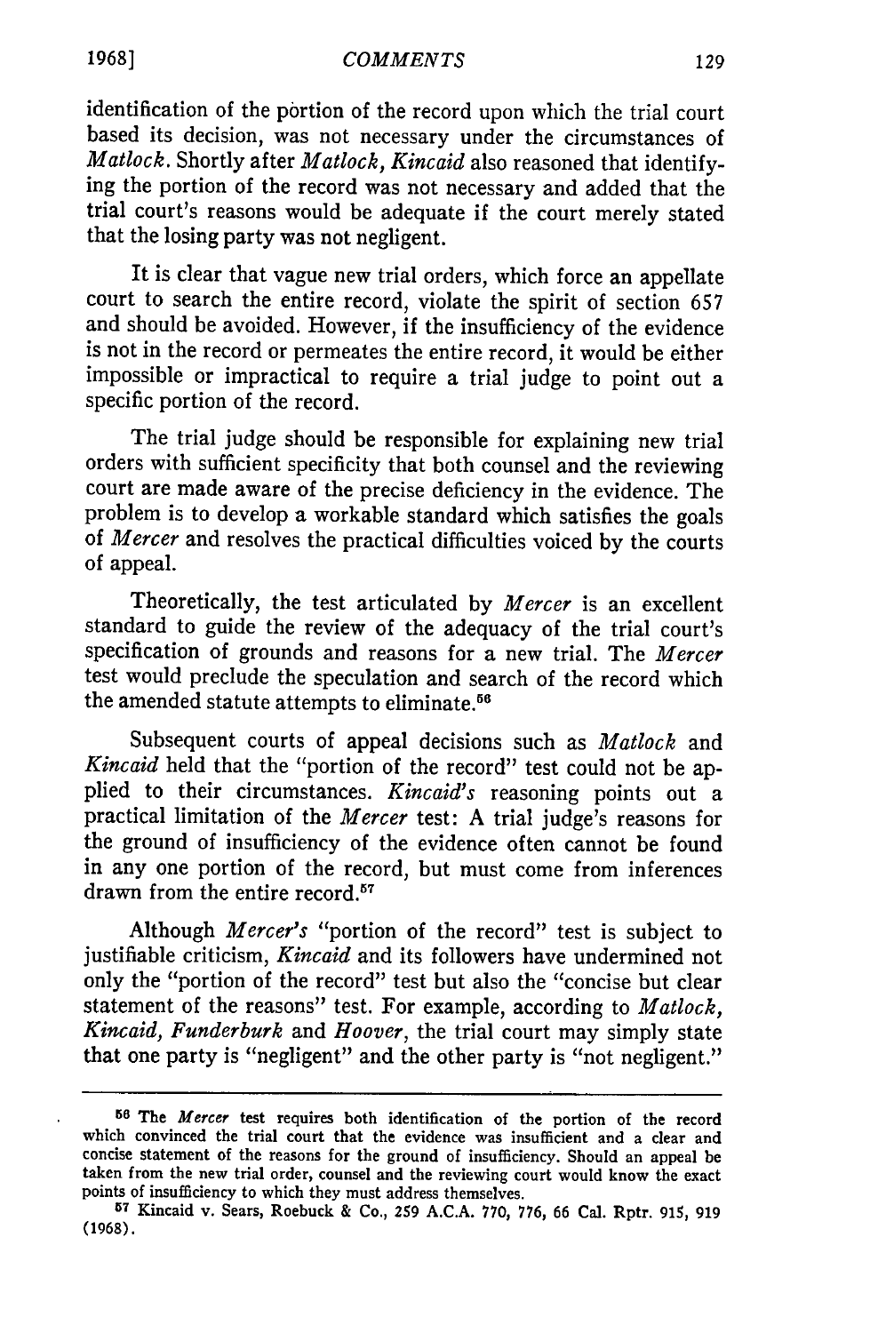identification of the portion of the record upon which the trial court based its decision, was not necessary under the circumstances of *Matlock*. Shortly after *Matlock*, *Kincaid* also reasoned that identifying the portion of the record was not necessary and added that the trial court's reasons would be adequate if the court merely stated that the losing party was not negligent.

It is clear that vague new trial orders, which force an appellate court to search the entire record, violate the spirit of section 657 and should be avoided. However, if the insufficiency of the evidence is not in the record or permeates the entire record, it would be either impossible or impractical to require a trial judge to point out a specific portion of the record.

The trial judge should be responsible for explaining new trial orders with sufficient specificity that both counsel and the reviewing court are made aware of the precise deficiency in the evidence. The problem is to develop a workable standard which satisfies the goals of *Mercer* and resolves the practical difficulties voiced by the courts of appeal.

Theoretically, the test articulated by *Mercer* is an excellent standard to guide the review of the adequacy of the trial court's specification of grounds and reasons for a new trial. The *Mercer* test would preclude the speculation and search of the record which the amended statute attempts to eliminate.[56]

Subsequent courts of appeal decisions such as *Matlock* and *Kincaid* held that the "portion of the record" test could not be applied to their circumstances. *Kincaid's* reasoning points out a practical limitation of the *Mercer* test: A trial judge's reasons for the ground of insufficiency of the evidence often cannot be found in any one portion of the record, but must come from inferences drawn from the entire record.[57]

Although *Mercer's* "portion of the record" test is subject to justifiable criticism, *Kincaid* and its followers have undermined not only the "portion of the record" test but also the "concise but clear statement of the reasons" test. For example, according to *Matlock*, *Kincaid*, *Funderburk* and *Hoover*, the trial court may simply state that one party is "negligent" and the other party is "not negligent."

---

[56] The *Mercer* test requires both identification of the portion of the record which convinced the trial court that the evidence was insufficient and a clear and concise statement of the reasons for the ground of insufficiency. Should an appeal be taken from the new trial order, counsel and the reviewing court would know the exact points of insufficiency to which they must address themselves.

[57] Kincaid v. Sears, Roebuck & Co., 259 A.C.A. 770, 776, 66 Cal. Rptr. 915, 919 (1968).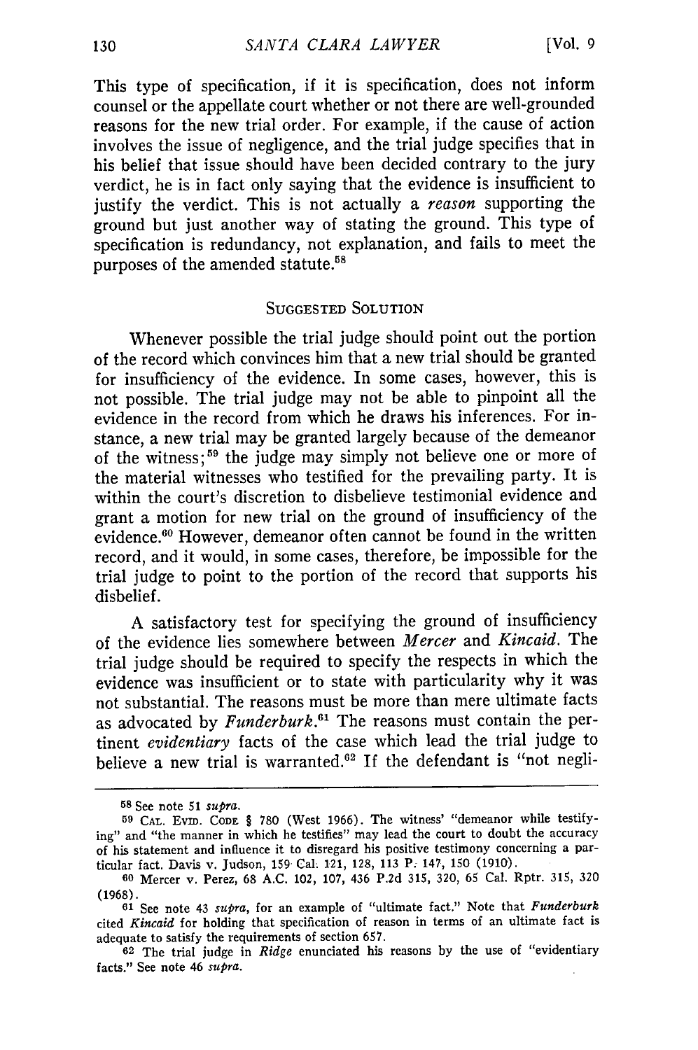This type of specification, if it is specification, does not inform counsel or the appellate court whether or not there are well-grounded reasons for the new trial order. For example, if the cause of action involves the issue of negligence, and the trial judge specifies that in his belief that issue should have been decided contrary to the jury verdict, he is in fact only saying that the evidence is insufficient to justify the verdict. This is not actually a *reason* supporting the ground but just another way of stating the ground. This type of specification is redundancy, not explanation, and fails to meet the purposes of the amended statute.[58]

## SUGGESTED SOLUTION

Whenever possible the trial judge should point out the portion of the record which convinces him that a new trial should be granted for insufficiency of the evidence. In some cases, however, this is not possible. The trial judge may not be able to pinpoint all the evidence in the record from which he draws his inferences. For instance, a new trial may be granted largely because of the demeanor of the witness;[59] the judge may simply not believe one or more of the material witnesses who testified for the prevailing party. It is within the court's discretion to disbelieve testimonial evidence and grant a motion for new trial on the ground of insufficiency of the evidence.[60] However, demeanor often cannot be found in the written record, and it would, in some cases, therefore, be impossible for the trial judge to point to the portion of the record that supports his disbelief.

A satisfactory test for specifying the ground of insufficiency of the evidence lies somewhere between *Mercer* and *Kincaid*. The trial judge should be required to specify the respects in which the evidence was insufficient or to state with particularity why it was not substantial. The reasons must be more than mere ultimate facts as advocated by *Funderburk*.[61] The reasons must contain the pertinent *evidentiary* facts of the case which lead the trial judge to believe a new trial is warranted.[62] If the defendant is "not negli-

---

[58] See note 51 *supra*.

[59] CAL. EVID. CODE § 780 (West 1966). The witness' "demeanor while testifying" and "the manner in which he testifies" may lead the court to doubt the accuracy of his statement and influence it to disregard his positive testimony concerning a particular fact. Davis v. Judson, 159 Cal. 121, 128, 113 P. 147, 150 (1910).

[60] Mercer v. Perez, 68 A.C. 102, 107, 436 P.2d 315, 320, 65 Cal. Rptr. 315, 320 (1968).

[61] See note 43 *supra*, for an example of "ultimate fact." Note that *Funderburk* cited *Kincaid* for holding that specification of reason in terms of an ultimate fact is adequate to satisfy the requirements of section 657.

[62] The trial judge in *Ridge* enunciated his reasons by the use of "evidentiary facts." See note 46 *supra*.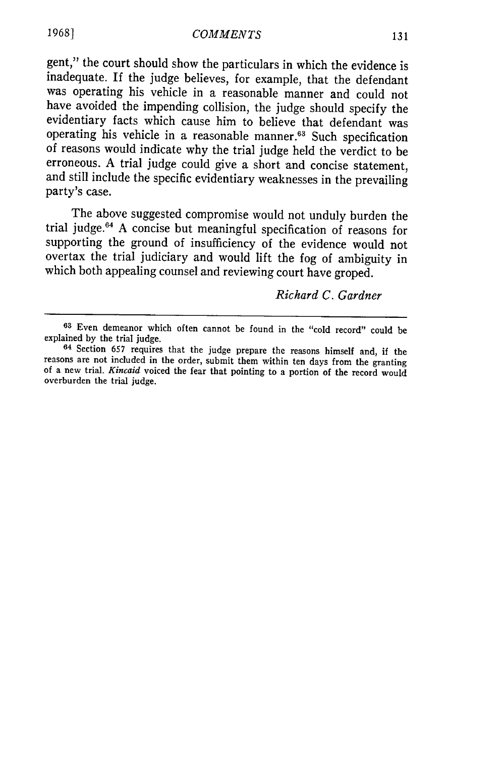gent," the court should show the particulars in which the evidence is inadequate. If the judge believes, for example, that the defendant was operating his vehicle in a reasonable manner and could not have avoided the impending collision, the judge should specify the evidentiary facts which cause him to believe that defendant was operating his vehicle in a reasonable manner.[63] Such specification of reasons would indicate why the trial judge held the verdict to be erroneous. A trial judge could give a short and concise statement, and still include the specific evidentiary weaknesses in the prevailing party's case.

The above suggested compromise would not unduly burden the trial judge.[64] A concise but meaningful specification of reasons for supporting the ground of insufficiency of the evidence would not overtax the trial judiciary and would lift the fog of ambiguity in which both appealing counsel and reviewing court have groped.

*Richard C. Gardner*

---

[63] Even demeanor which often cannot be found in the "cold record" could be explained by the trial judge.

[64] Section 657 requires that the judge prepare the reasons himself and, if the reasons are not included in the order, submit them within ten days from the granting of a new trial. *Kincaid* voiced the fear that pointing to a portion of the record would overburden the trial judge.